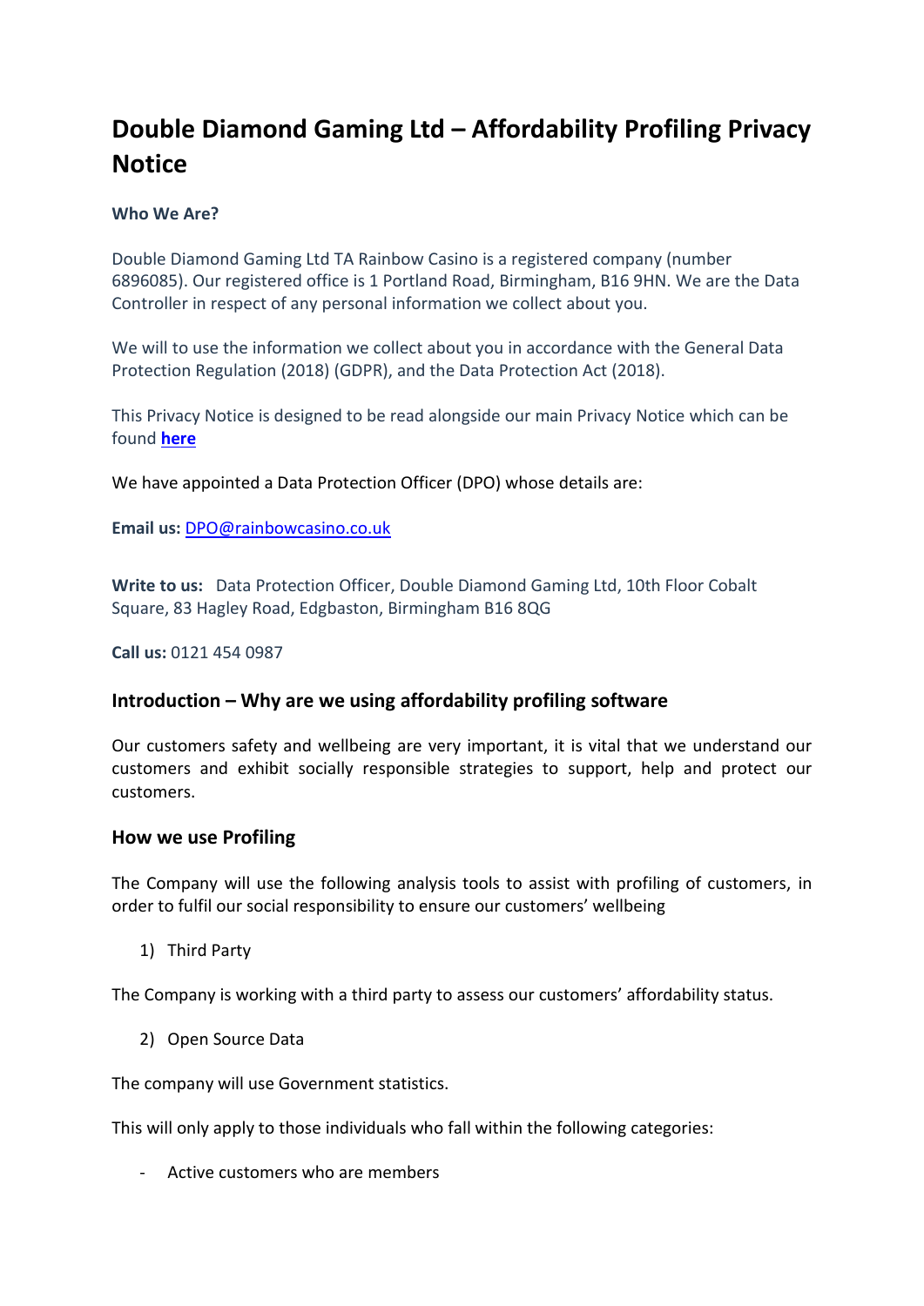# Double Diamond Gaming Ltd – Affordability Profiling Privacy Notice

**Who We Are?**

Double Diamond Gaming Ltd TA Rainbow Casino is a registered company (number 6896085). Our registered office is 1 Portland Road, Birmingham, B16 9HN. We are the Data Controller in respect of any personal information we collect about you.

We will to use the information we collect about you in accordance with the General Data Protection Regulation (2018) (GDPR), and the Data Protection Act (2018).

This Privacy Notice is designed to be read alongside our main Privacy Notice which can be found **here**

We have appointed a Data Protection Officer (DPO) whose details are:

**Email us:** DPO@rainbowcasino.co.uk

**Write to us:** Data Protection Officer, Double Diamond Gaming Ltd, 10th Floor Cobalt Square, 83 Hagley Road, Edgbaston, Birmingham B16 8QG

**Call us:** 0121 454 0987

## Introduction – Why are we using affordability profiling software

Our customers safety and wellbeing are very important, it is vital that we understand our customers and exhibit socially responsible strategies to support, help and protect our customers.

## How we use Profiling

The Company will use the following analysis tools to assist with profiling of customers, in order to fulfil our social responsibility to ensure our customers' wellbeing

1) Third Party

The Company is working with a third party to assess our customers' affordability status.

2) Open Source Data

The company will use Government statistics.

This will only apply to those individuals who fall within the following categories:

- Active customers who are members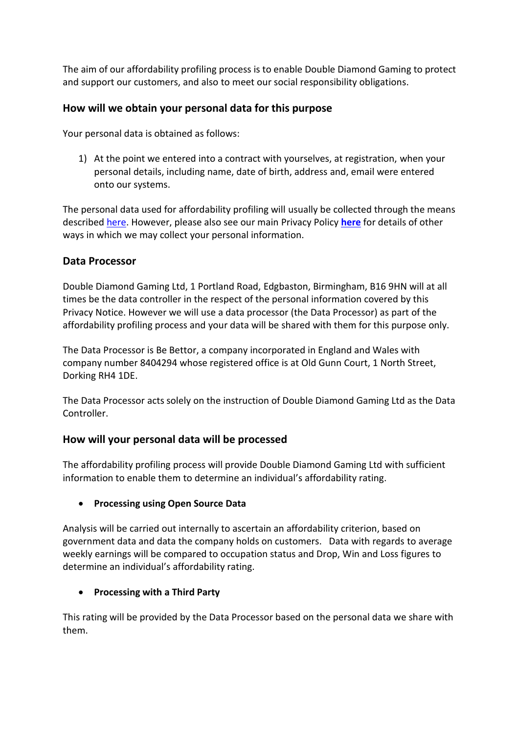The aim of our affordability profiling process is to enable Double Diamond Gaming to protect and support our customers, and also to meet our social responsibility obligations.

## How will we obtain your personal data for this purpose

Your personal data is obtained as follows:

1) At the point we entered into a contract with yourselves, at registration, when your personal details, including name, date of birth, address and, email were entered onto our systems.

The personal data used for affordability profiling will usually be collected through the means described here. However, please also see our main Privacy Policy **here** for details of other ways in which we may collect your personal information.

## Data Processor

Double Diamond Gaming Ltd, 1 Portland Road, Edgbaston, Birmingham, B16 9HN will at all times be the data controller in the respect of the personal information covered by this Privacy Notice. However we will use a data processor (the Data Processor) as part of the affordability profiling process and your data will be shared with them for this purpose only.

The Data Processor is Be Bettor, a company incorporated in England and Wales with company number 8404294 whose registered office is at Old Gunn Court, 1 North Street, Dorking RH4 1DE.

The Data Processor acts solely on the instruction of Double Diamond Gaming Ltd as the Data Controller.

## How will your personal data will be processed

The affordability profiling process will provide Double Diamond Gaming Ltd with sufficient information to enable them to determine an individual's affordability rating.

- **Processing using Open Source Data**

Analysis will be carried out internally to ascertain an affordability criterion, based on government data and data the company holds on customers. Data with regards to average weekly earnings will be compared to occupation status and Drop, Win and Loss figures to determine an individual's affordability rating.

- **Processing with a Third Party**

This rating will be provided by the Data Processor based on the personal data we share with them.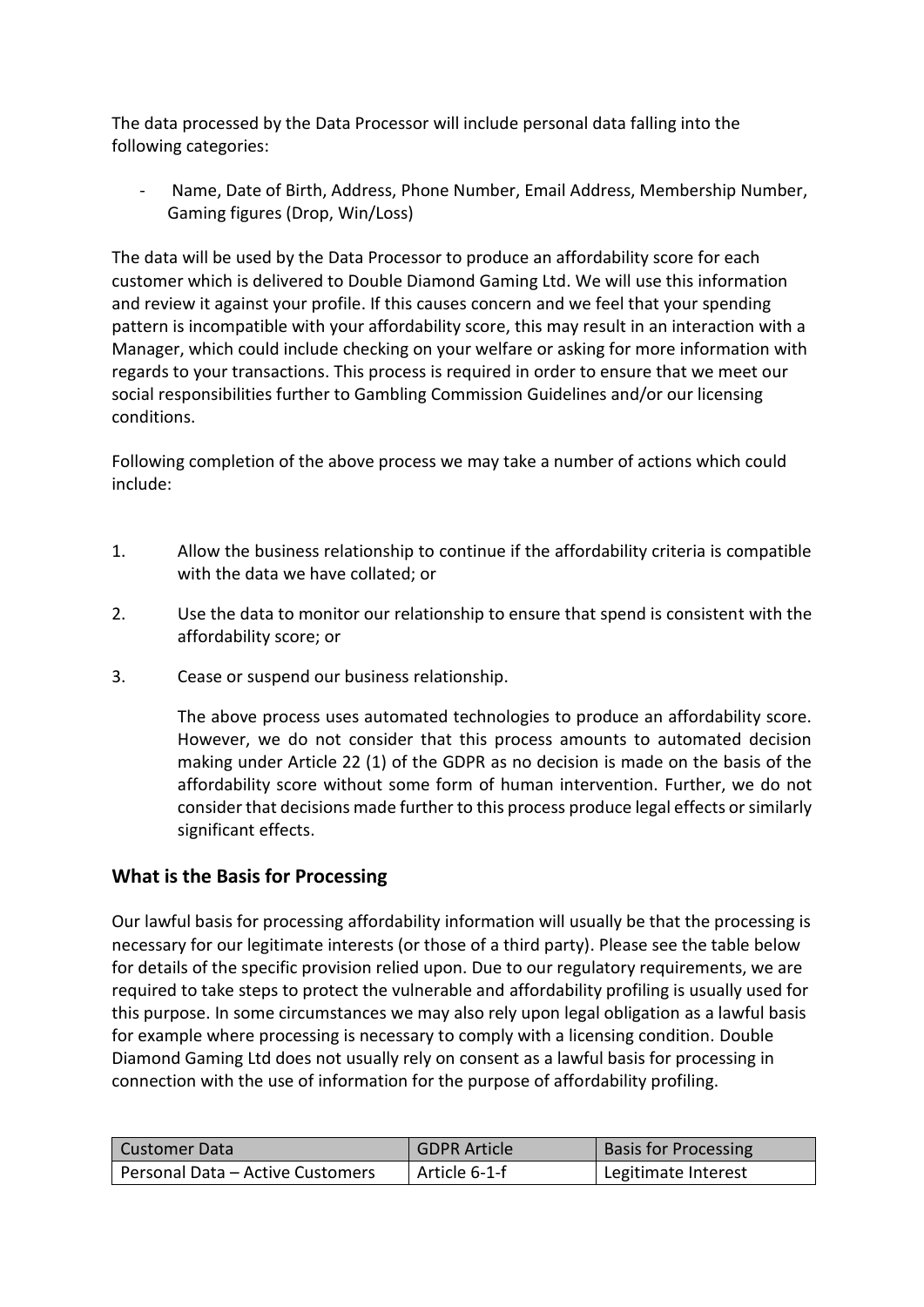The data processed by the Data Processor will include personal data falling into the following categories:

- Name, Date of Birth, Address, Phone Number, Email Address, Membership Number, Gaming figures (Drop, Win/Loss)

The data will be used by the Data Processor to produce an affordability score for each customer which is delivered to Double Diamond Gaming Ltd. We will use this information and review it against your profile. If this causes concern and we feel that your spending pattern is incompatible with your affordability score, this may result in an interaction with a Manager, which could include checking on your welfare or asking for more information with regards to your transactions. This process is required in order to ensure that we meet our social responsibilities further to Gambling Commission Guidelines and/or our licensing conditions.

Following completion of the above process we may take a number of actions which could include:

1. Allow the business relationship to continue if the affordability criteria is compatible with the data we have collated; or

2. Use the data to monitor our relationship to ensure that spend is consistent with the affordability score; or

3. Cease or suspend our business relationship.

   The above process uses automated technologies to produce an affordability score. However, we do not consider that this process amounts to automated decision making under Article 22 (1) of the GDPR as no decision is made on the basis of the affordability score without some form of human intervention. Further, we do not consider that decisions made further to this process produce legal effects or similarly significant effects.

## What is the Basis for Processing

Our lawful basis for processing affordability information will usually be that the processing is necessary for our legitimate interests (or those of a third party). Please see the table below for details of the specific provision relied upon. Due to our regulatory requirements, we are required to take steps to protect the vulnerable and affordability profiling is usually used for this purpose. In some circumstances we may also rely upon legal obligation as a lawful basis for example where processing is necessary to comply with a licensing condition. Double Diamond Gaming Ltd does not usually rely on consent as a lawful basis for processing in connection with the use of information for the purpose of affordability profiling.

| Customer Data | GDPR Article | Basis for Processing |
| --- | --- | --- |
| Personal Data – Active Customers | Article 6-1-f | Legitimate Interest |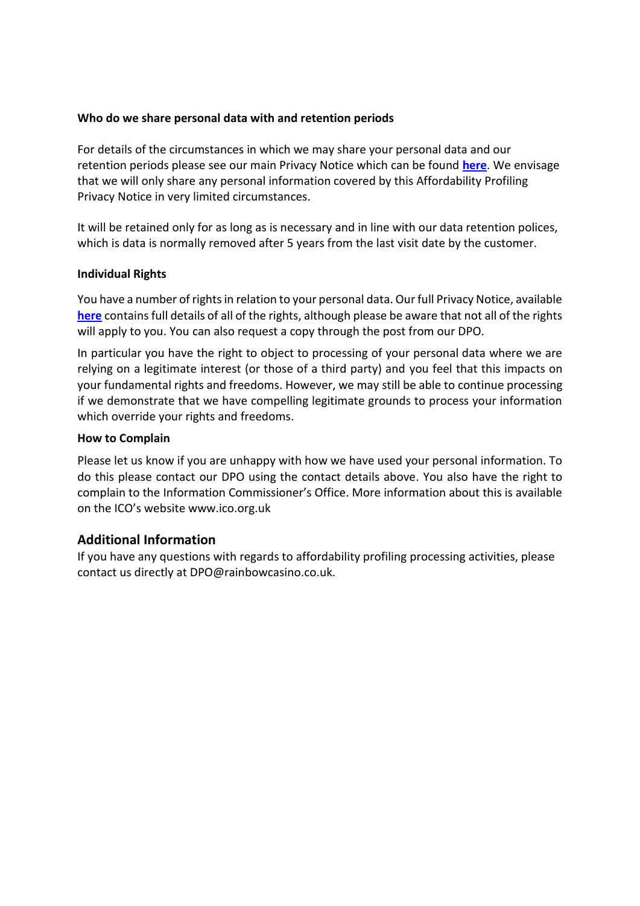**Who do we share personal data with and retention periods**

For details of the circumstances in which we may share your personal data and our retention periods please see our main Privacy Notice which can be found **here**. We envisage that we will only share any personal information covered by this Affordability Profiling Privacy Notice in very limited circumstances.

It will be retained only for as long as is necessary and in line with our data retention polices, which is data is normally removed after 5 years from the last visit date by the customer.

**Individual Rights**

You have a number of rights in relation to your personal data. Our full Privacy Notice, available **here** contains full details of all of the rights, although please be aware that not all of the rights will apply to you. You can also request a copy through the post from our DPO.

In particular you have the right to object to processing of your personal data where we are relying on a legitimate interest (or those of a third party) and you feel that this impacts on your fundamental rights and freedoms. However, we may still be able to continue processing if we demonstrate that we have compelling legitimate grounds to process your information which override your rights and freedoms.

**How to Complain**

Please let us know if you are unhappy with how we have used your personal information. To do this please contact our DPO using the contact details above. You also have the right to complain to the Information Commissioner's Office. More information about this is available on the ICO's website www.ico.org.uk

## Additional Information

If you have any questions with regards to affordability profiling processing activities, please contact us directly at DPO@rainbowcasino.co.uk.